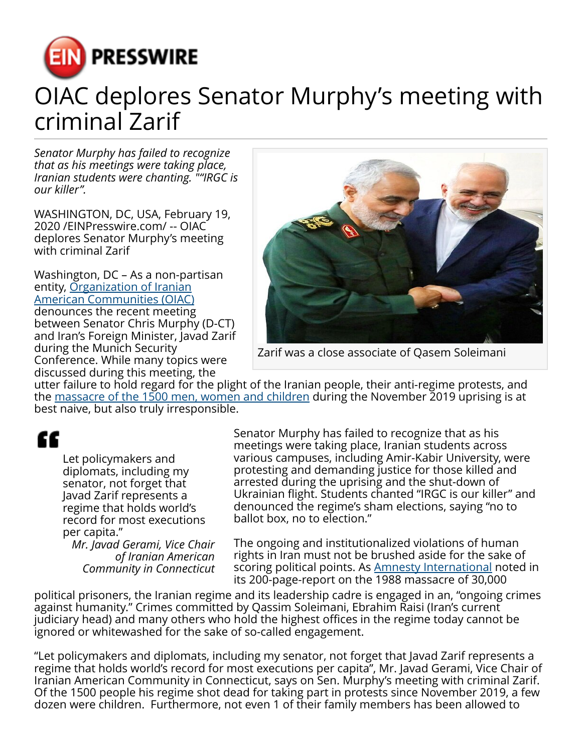# OIAC deplores Senator Murphy's meeting with criminal Zarif

*Senator Murphy has failed to recognize that as his meetings were taking place, Iranian students were chanting. ""IRGC is our killer".*

WASHINGTON, DC, USA, February 19, 2020 /EINPresswire.com/ -- OIAC deplores Senator Murphy's meeting with criminal Zarif

Zarif was a close associate of Qasem Soleimani

Washington, DC – As a non-partisan entity, [Organization of Iranian American Communities (OIAC)] denounces the recent meeting between Senator Chris Murphy (D-CT) and Iran's Foreign Minister, Javad Zarif during the Munich Security Conference. While many topics were discussed during this meeting, the utter failure to hold regard for the plight of the Iranian people, their anti-regime protests, and the [massacre of the 1500 men, women and children] during the November 2019 uprising is at best naive, but also truly irresponsible.

> Let policymakers and diplomats, including my senator, not forget that Javad Zarif represents a regime that holds world's record for most executions per capita."
>
> *Mr. Javad Gerami, Vice Chair of Iranian American Community in Connecticut*

Senator Murphy has failed to recognize that as his meetings were taking place, Iranian students across various campuses, including Amir-Kabir University, were protesting and demanding justice for those killed and arrested during the uprising and the shut-down of Ukrainian flight. Students chanted "IRGC is our killer" and denounced the regime's sham elections, saying "no to ballot box, no to election."

The ongoing and institutionalized violations of human rights in Iran must not be brushed aside for the sake of scoring political points. As [Amnesty International] noted in its 200-page-report on the 1988 massacre of 30,000 political prisoners, the Iranian regime and its leadership cadre is engaged in an, "ongoing crimes against humanity." Crimes committed by Qassim Soleimani, Ebrahim Raisi (Iran's current judiciary head) and many others who hold the highest offices in the regime today cannot be ignored or whitewashed for the sake of so-called engagement.

"Let policymakers and diplomats, including my senator, not forget that Javad Zarif represents a regime that holds world's record for most executions per capita", Mr. Javad Gerami, Vice Chair of Iranian American Community in Connecticut, says on Sen. Murphy's meeting with criminal Zarif. Of the 1500 people his regime shot dead for taking part in protests since November 2019, a few dozen were children. Furthermore, not even 1 of their family members has been allowed to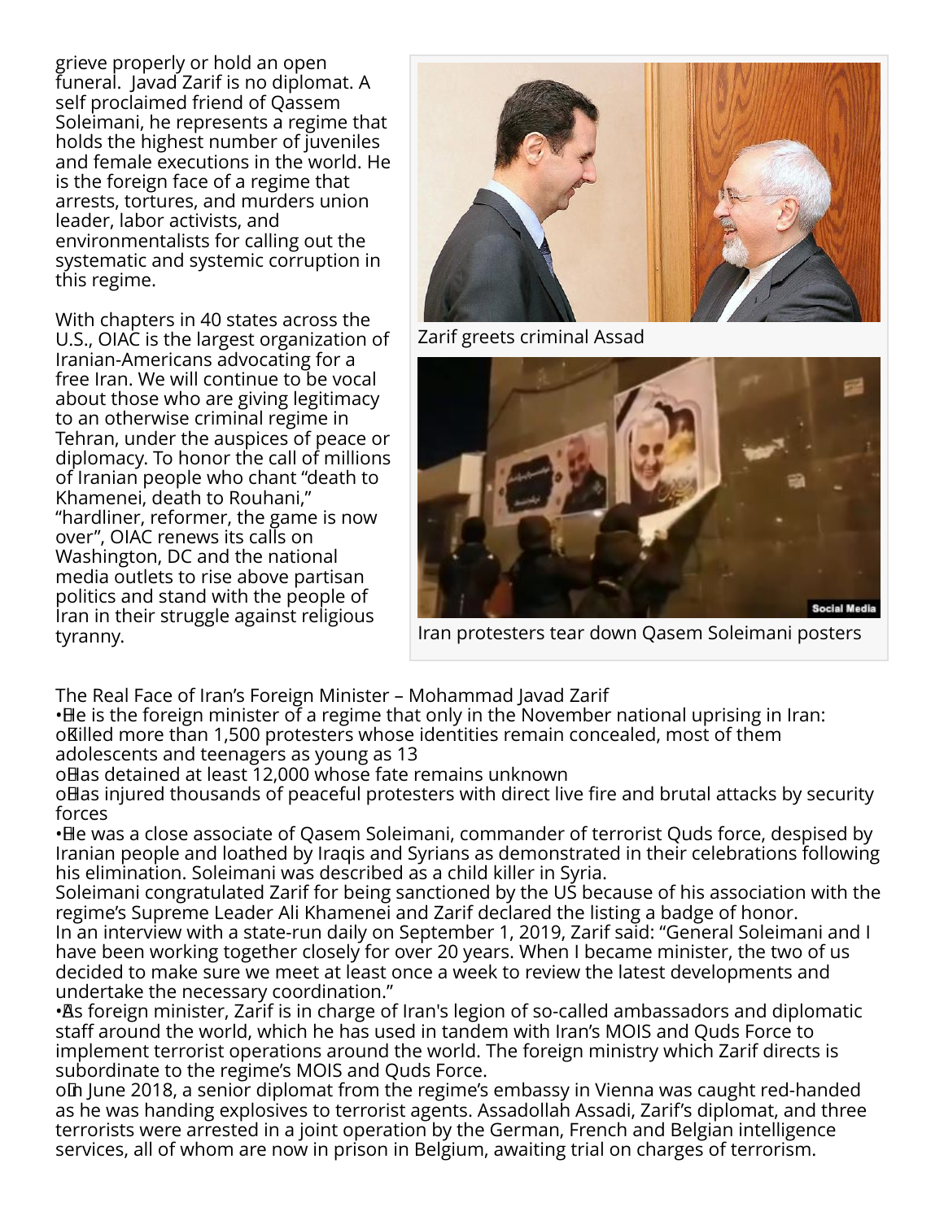grieve properly or hold an open funeral. Javad Zarif is no diplomat. A self proclaimed friend of Qassem Soleimani, he represents a regime that holds the highest number of juveniles and female executions in the world. He is the foreign face of a regime that arrests, tortures, and murders union leader, labor activists, and environmentalists for calling out the systematic and systemic corruption in this regime.

With chapters in 40 states across the U.S., OIAC is the largest organization of Iranian-Americans advocating for a free Iran. We will continue to be vocal about those who are giving legitimacy to an otherwise criminal regime in Tehran, under the auspices of peace or diplomacy. To honor the call of millions of Iranian people who chant "death to Khamenei, death to Rouhani," "hardliner, reformer, the game is now over", OIAC renews its calls on Washington, DC and the national media outlets to rise above partisan politics and stand with the people of Iran in their struggle against religious tyranny.

Zarif greets criminal Assad

Iran protesters tear down Qasem Soleimani posters

The Real Face of Iran's Foreign Minister – Mohammad Javad Zarif

- He is the foreign minister of a regime that only in the November national uprising in Iran:
  - Killed more than 1,500 protesters whose identities remain concealed, most of them adolescents and teenagers as young as 13
  - Has detained at least 12,000 whose fate remains unknown
  - Has injured thousands of peaceful protesters with direct live fire and brutal attacks by security forces
- He was a close associate of Qasem Soleimani, commander of terrorist Quds force, despised by Iranian people and loathed by Iraqis and Syrians as demonstrated in their celebrations following his elimination. Soleimani was described as a child killer in Syria.

Soleimani congratulated Zarif for being sanctioned by the US because of his association with the regime's Supreme Leader Ali Khamenei and Zarif declared the listing a badge of honor.

In an interview with a state-run daily on September 1, 2019, Zarif said: "General Soleimani and I have been working together closely for over 20 years. When I became minister, the two of us decided to make sure we meet at least once a week to review the latest developments and undertake the necessary coordination."

- As foreign minister, Zarif is in charge of Iran's legion of so-called ambassadors and diplomatic staff around the world, which he has used in tandem with Iran's MOIS and Quds Force to implement terrorist operations around the world. The foreign ministry which Zarif directs is subordinate to the regime's MOIS and Quds Force.
  - In June 2018, a senior diplomat from the regime's embassy in Vienna was caught red-handed as he was handing explosives to terrorist agents. Assadollah Assadi, Zarif's diplomat, and three terrorists were arrested in a joint operation by the German, French and Belgian intelligence services, all of whom are now in prison in Belgium, awaiting trial on charges of terrorism.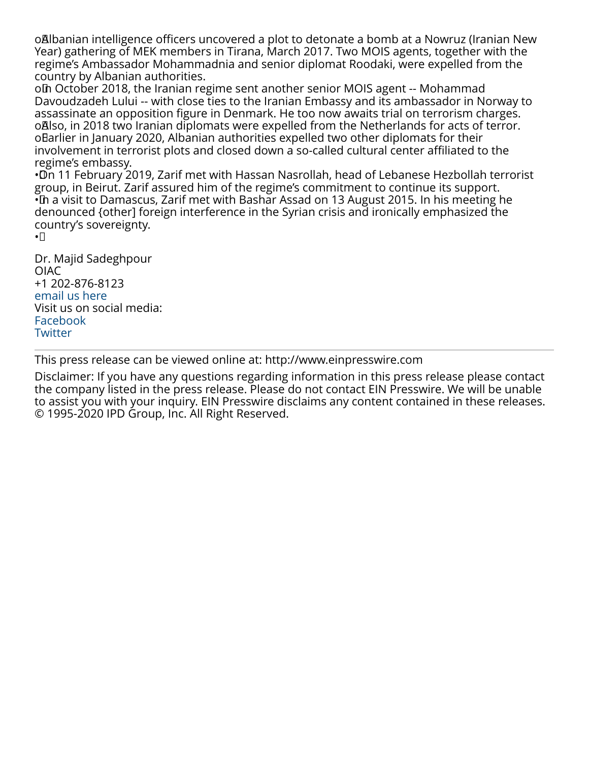- Albanian intelligence officers uncovered a plot to detonate a bomb at a Nowruz (Iranian New Year) gathering of MEK members in Tirana, March 2017. Two MOIS agents, together with the regime's Ambassador Mohammadnia and senior diplomat Roodaki, were expelled from the country by Albanian authorities.
- In October 2018, the Iranian regime sent another senior MOIS agent -- Mohammad Davoudzadeh Lului -- with close ties to the Iranian Embassy and its ambassador in Norway to assassinate an opposition figure in Denmark. He too now awaits trial on terrorism charges.
- Also, in 2018 two Iranian diplomats were expelled from the Netherlands for acts of terror.
- Earlier in January 2020, Albanian authorities expelled two other diplomats for their involvement in terrorist plots and closed down a so-called cultural center affiliated to the regime's embassy.

- On 11 February 2019, Zarif met with Hassan Nasrollah, head of Lebanese Hezbollah terrorist group, in Beirut. Zarif assured him of the regime's commitment to continue its support.
- In a visit to Damascus, Zarif met with Bashar Assad on 13 August 2015. In his meeting he denounced {other] foreign interference in the Syrian crisis and ironically emphasized the country's sovereignty.
-

Dr. Majid Sadeghpour
OIAC
+1 202-876-8123
email us here
Visit us on social media:
Facebook
Twitter

---

This press release can be viewed online at: http://www.einpresswire.com

Disclaimer: If you have any questions regarding information in this press release please contact the company listed in the press release. Please do not contact EIN Presswire. We will be unable to assist you with your inquiry. EIN Presswire disclaims any content contained in these releases. © 1995-2020 IPD Group, Inc. All Right Reserved.